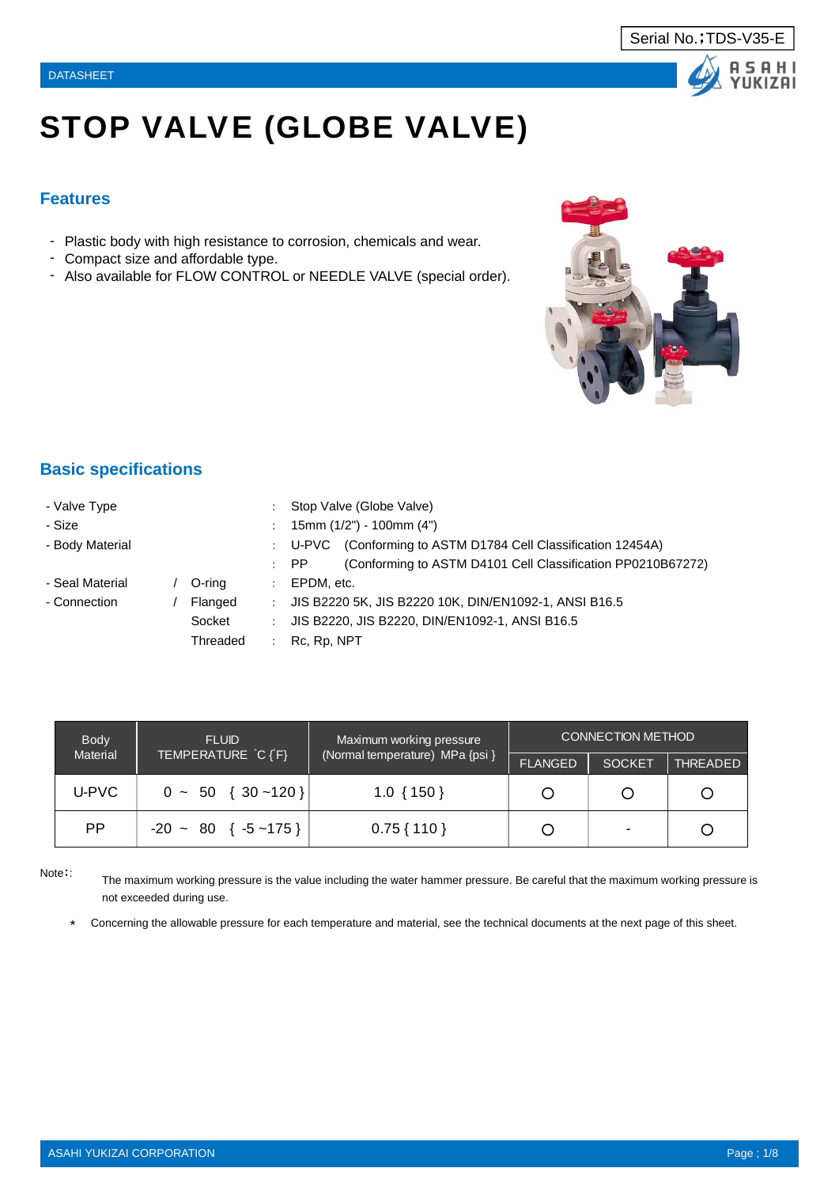Serial No.；TDS-V35-E

DATASHEET

# STOP VALVE (GLOBE VALVE)

## Features

- Plastic body with high resistance to corrosion, chemicals and wear.
- Compact size and affordable type.
- Also available for FLOW CONTROL or NEEDLE VALVE (special order).

## Basic specifications

| | | | |
|---|---|---|---|
| - Valve Type | | : | Stop Valve (Globe Valve) |
| - Size | | : | 15mm (1/2") - 100mm (4") |
| - Body Material | | : | U-PVC (Conforming to ASTM D1784 Cell Classification 12454A) |
| | | : | PP (Conforming to ASTM D4101 Cell Classification PP0210B67272) |
| - Seal Material | / O-ring | : | EPDM, etc. |
| - Connection | / Flanged | : | JIS B2220 5K, JIS B2220 10K, DIN/EN1092-1, ANSI B16.5 |
| | Socket | : | JIS B2220, JIS B2220, DIN/EN1092-1, ANSI B16.5 |
| | Threaded | : | Rc, Rp, NPT |

| Body Material | FLUID TEMPERATURE ˚C {˚F} | Maximum working pressure (Normal temperature) MPa {psi } | CONNECTION METHOD | | |
|---|---|---|---|---|---|
| | | | FLANGED | SOCKET | THREADED |
| U-PVC | 0 ~ 50 { 30 ~120 } | 1.0 { 150 } | ○ | ○ | ○ |
| PP | -20 ~ 80 { -5 ~175 } | 0.75 { 110 } | ○ | - | ○ |

Note：: The maximum working pressure is the value including the water hammer pressure. Be careful that the maximum working pressure is not exceeded during use.

* Concerning the allowable pressure for each temperature and material, see the technical documents at the next page of this sheet.

ASAHI YUKIZAI CORPORATION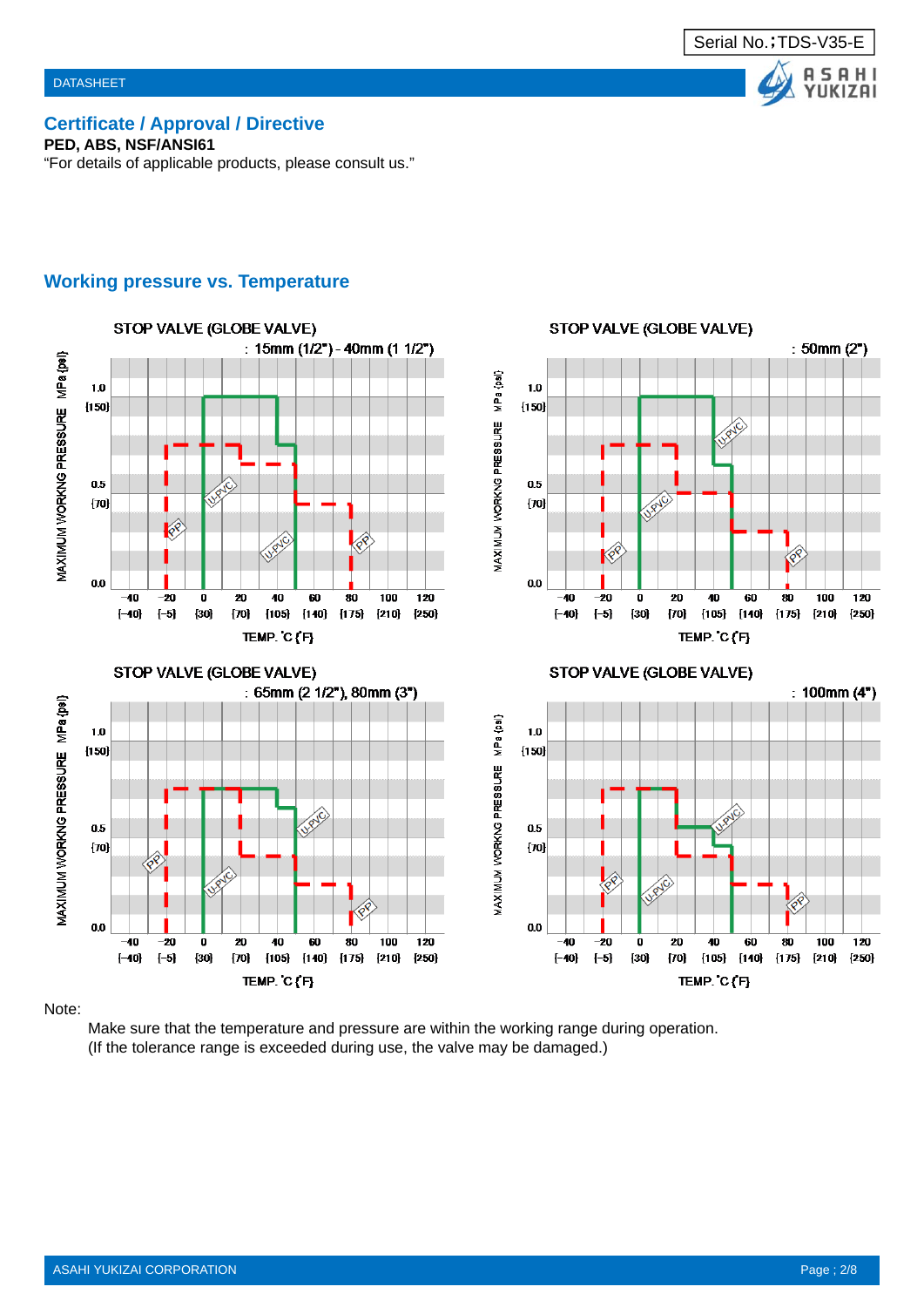Serial No.;TDS-V35-E

DATASHEET

## Certificate / Approval / Directive

**PED, ABS, NSF/ANSI61**

"For details of applicable products, please consult us."

## Working pressure vs. Temperature

STOP VALVE (GLOBE VALVE)
: 15mm (1/2") - 40mm (1 1/2")

STOP VALVE (GLOBE VALVE)
: 50mm (2")

STOP VALVE (GLOBE VALVE)
: 65mm (2 1/2"), 80mm (3")

STOP VALVE (GLOBE VALVE)
: 100mm (4")

Note:

Make sure that the temperature and pressure are within the working range during operation.
(If the tolerance range is exceeded during use, the valve may be damaged.)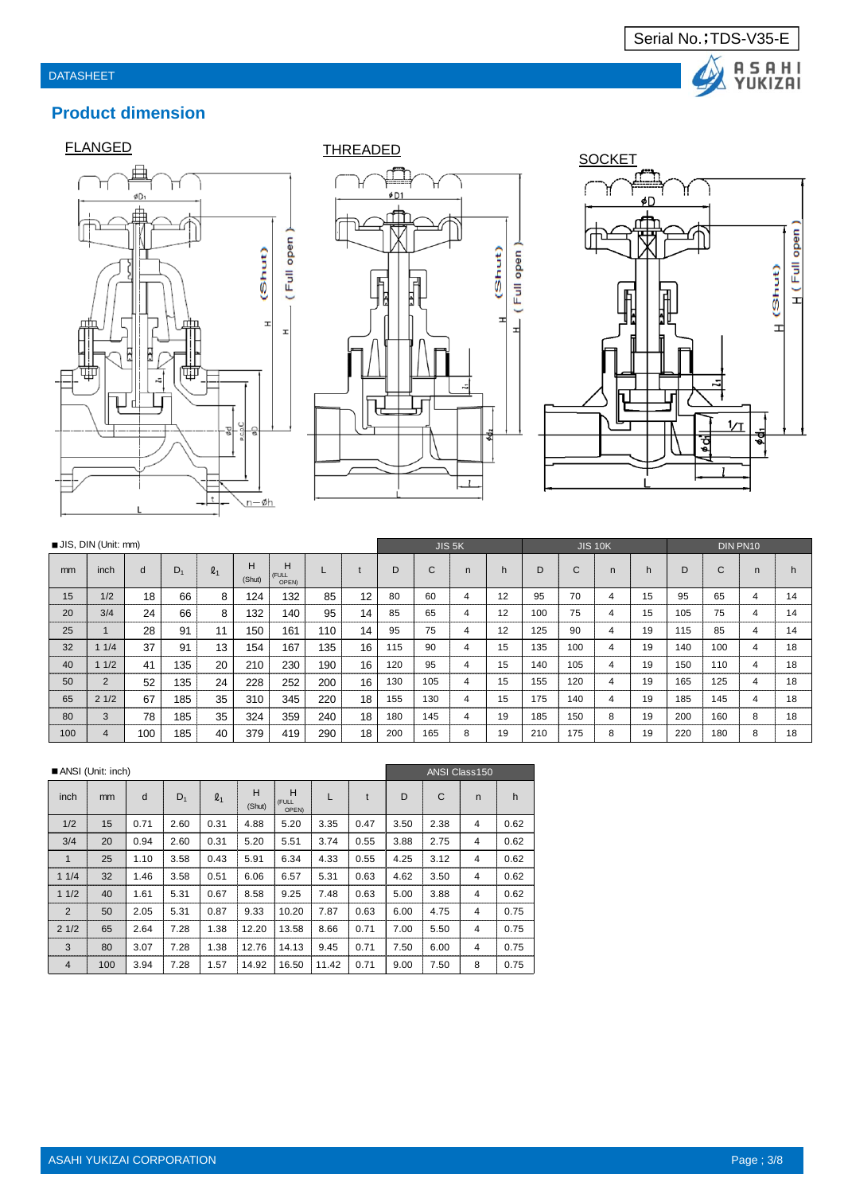## Product dimension

FLANGED

THREADED

SOCKET

■JIS, DIN (Unit: mm)

| mm | inch | d | $D_1$ | $\ell_1$ | H (Shut) | H (FULL OPEN) | L | t | JIS 5K D | JIS 5K C | JIS 5K n | JIS 5K h | JIS 10K D | JIS 10K C | JIS 10K n | JIS 10K h | DIN PN10 D | DIN PN10 C | DIN PN10 n | DIN PN10 h |
|---|---|---|---|---|---|---|---|---|---|---|---|---|---|---|---|---|---|---|---|---|
| 15 | 1/2 | 18 | 66 | 8 | 124 | 132 | 85 | 12 | 80 | 60 | 4 | 12 | 95 | 70 | 4 | 15 | 95 | 65 | 4 | 14 |
| 20 | 3/4 | 24 | 66 | 8 | 132 | 140 | 95 | 14 | 85 | 65 | 4 | 12 | 100 | 75 | 4 | 15 | 105 | 75 | 4 | 14 |
| 25 | 1 | 28 | 91 | 11 | 150 | 161 | 110 | 14 | 95 | 75 | 4 | 12 | 125 | 90 | 4 | 19 | 115 | 85 | 4 | 14 |
| 32 | 1 1/4 | 37 | 91 | 13 | 154 | 167 | 135 | 16 | 115 | 90 | 4 | 15 | 135 | 100 | 4 | 19 | 140 | 100 | 4 | 18 |
| 40 | 1 1/2 | 41 | 135 | 20 | 210 | 230 | 190 | 16 | 120 | 95 | 4 | 15 | 140 | 105 | 4 | 19 | 150 | 110 | 4 | 18 |
| 50 | 2 | 52 | 135 | 24 | 228 | 252 | 200 | 16 | 130 | 105 | 4 | 15 | 155 | 120 | 4 | 19 | 165 | 125 | 4 | 18 |
| 65 | 2 1/2 | 67 | 185 | 35 | 310 | 345 | 220 | 18 | 155 | 130 | 4 | 15 | 175 | 140 | 4 | 19 | 185 | 145 | 4 | 18 |
| 80 | 3 | 78 | 185 | 35 | 324 | 359 | 240 | 18 | 180 | 145 | 4 | 19 | 185 | 150 | 8 | 19 | 200 | 160 | 8 | 18 |
| 100 | 4 | 100 | 185 | 40 | 379 | 419 | 290 | 18 | 200 | 165 | 8 | 19 | 210 | 175 | 8 | 19 | 220 | 180 | 8 | 18 |

■ANSI (Unit: inch)

| inch | mm | d | $D_1$ | $\ell_1$ | H (Shut) | H (FULL OPEN) | L | t | ANSI Class150 D | ANSI Class150 C | ANSI Class150 n | ANSI Class150 h |
|---|---|---|---|---|---|---|---|---|---|---|---|---|
| 1/2 | 15 | 0.71 | 2.60 | 0.31 | 4.88 | 5.20 | 3.35 | 0.47 | 3.50 | 2.38 | 4 | 0.62 |
| 3/4 | 20 | 0.94 | 2.60 | 0.31 | 5.20 | 5.51 | 3.74 | 0.55 | 3.88 | 2.75 | 4 | 0.62 |
| 1 | 25 | 1.10 | 3.58 | 0.43 | 5.91 | 6.34 | 4.33 | 0.55 | 4.25 | 3.12 | 4 | 0.62 |
| 1 1/4 | 32 | 1.46 | 3.58 | 0.51 | 6.06 | 6.57 | 5.31 | 0.63 | 4.62 | 3.50 | 4 | 0.62 |
| 1 1/2 | 40 | 1.61 | 5.31 | 0.67 | 8.58 | 9.25 | 7.48 | 0.63 | 5.00 | 3.88 | 4 | 0.62 |
| 2 | 50 | 2.05 | 5.31 | 0.87 | 9.33 | 10.20 | 7.87 | 0.63 | 6.00 | 4.75 | 4 | 0.75 |
| 2 1/2 | 65 | 2.64 | 7.28 | 1.38 | 12.20 | 13.58 | 8.66 | 0.71 | 7.00 | 5.50 | 4 | 0.75 |
| 3 | 80 | 3.07 | 7.28 | 1.38 | 12.76 | 14.13 | 9.45 | 0.71 | 7.50 | 6.00 | 4 | 0.75 |
| 4 | 100 | 3.94 | 7.28 | 1.57 | 14.92 | 16.50 | 11.42 | 0.71 | 9.00 | 7.50 | 8 | 0.75 |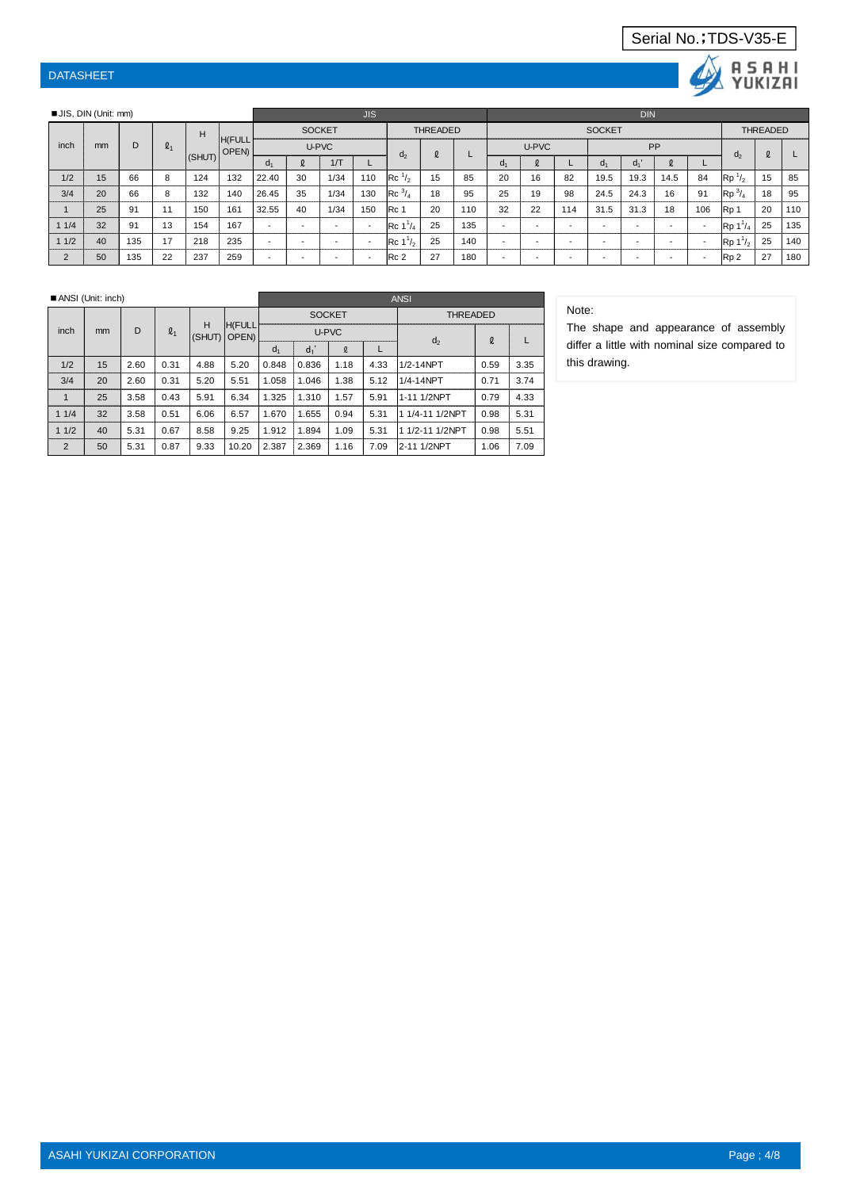Serial No.;TDS-V35-E

DATASHEET

■JIS, DIN (Unit: mm)

| inch | mm | D | $\ell_1$ | H (SHUT) | H(FULL OPEN) | JIS SOCKET U-PVC $d_1$ | JIS SOCKET U-PVC ℓ | JIS SOCKET U-PVC 1/T | JIS SOCKET U-PVC L | JIS THREADED $d_2$ | JIS THREADED ℓ | JIS THREADED L | DIN SOCKET U-PVC $d_1$ | DIN SOCKET U-PVC ℓ | DIN SOCKET U-PVC L | DIN SOCKET PP $d_1$ | DIN SOCKET PP $d_1$' | DIN SOCKET PP ℓ | DIN SOCKET PP L | DIN THREADED $d_2$ | DIN THREADED ℓ | DIN THREADED L |
|---|---|---|---|---|---|---|---|---|---|---|---|---|---|---|---|---|---|---|---|---|---|---|
| 1/2 | 15 | 66 | 8 | 124 | 132 | 22.40 | 30 | 1/34 | 110 | Rc 1/2 | 15 | 85 | 20 | 16 | 82 | 19.5 | 19.3 | 14.5 | 84 | Rp 1/2 | 15 | 85 |
| 3/4 | 20 | 66 | 8 | 132 | 140 | 26.45 | 35 | 1/34 | 130 | Rc 3/4 | 18 | 95 | 25 | 19 | 98 | 24.5 | 24.3 | 16 | 91 | Rp 3/4 | 18 | 95 |
| 1 | 25 | 91 | 11 | 150 | 161 | 32.55 | 40 | 1/34 | 150 | Rc 1 | 20 | 110 | 32 | 22 | 114 | 31.5 | 31.3 | 18 | 106 | Rp 1 | 20 | 110 |
| 1 1/4 | 32 | 91 | 13 | 154 | 167 | - | - | - | - | Rc 1 1/4 | 25 | 135 | - | - | - | - | - | - | - | Rp 1 1/4 | 25 | 135 |
| 1 1/2 | 40 | 135 | 17 | 218 | 235 | - | - | - | - | Rc 1 1/2 | 25 | 140 | - | - | - | - | - | - | - | Rp 1 1/2 | 25 | 140 |
| 2 | 50 | 135 | 22 | 237 | 259 | - | - | - | - | Rc 2 | 27 | 180 | - | - | - | - | - | - | - | Rp 2 | 27 | 180 |

■ANSI (Unit: inch)

| inch | mm | D | $\ell_1$ | H (SHUT) | H(FULL OPEN) | ANSI SOCKET U-PVC $d_1$ | ANSI SOCKET U-PVC $d_1$' | ANSI SOCKET U-PVC ℓ | ANSI SOCKET U-PVC L | ANSI THREADED $d_2$ | ANSI THREADED ℓ | ANSI THREADED L |
|---|---|---|---|---|---|---|---|---|---|---|---|---|
| 1/2 | 15 | 2.60 | 0.31 | 4.88 | 5.20 | 0.848 | 0.836 | 1.18 | 4.33 | 1/2-14NPT | 0.59 | 3.35 |
| 3/4 | 20 | 2.60 | 0.31 | 5.20 | 5.51 | 1.058 | 1.046 | 1.38 | 5.12 | 1/4-14NPT | 0.71 | 3.74 |
| 1 | 25 | 3.58 | 0.43 | 5.91 | 6.34 | 1.325 | 1.310 | 1.57 | 5.91 | 1-11 1/2NPT | 0.79 | 4.33 |
| 1 1/4 | 32 | 3.58 | 0.51 | 6.06 | 6.57 | 1.670 | 1.655 | 0.94 | 5.31 | 1 1/4-11 1/2NPT | 0.98 | 5.31 |
| 1 1/2 | 40 | 5.31 | 0.67 | 8.58 | 9.25 | 1.912 | 1.894 | 1.09 | 5.31 | 1 1/2-11 1/2NPT | 0.98 | 5.51 |
| 2 | 50 | 5.31 | 0.87 | 9.33 | 10.20 | 2.387 | 2.369 | 1.16 | 7.09 | 2-11 1/2NPT | 1.06 | 7.09 |

Note:
The shape and appearance of assembly differ a little with nominal size compared to this drawing.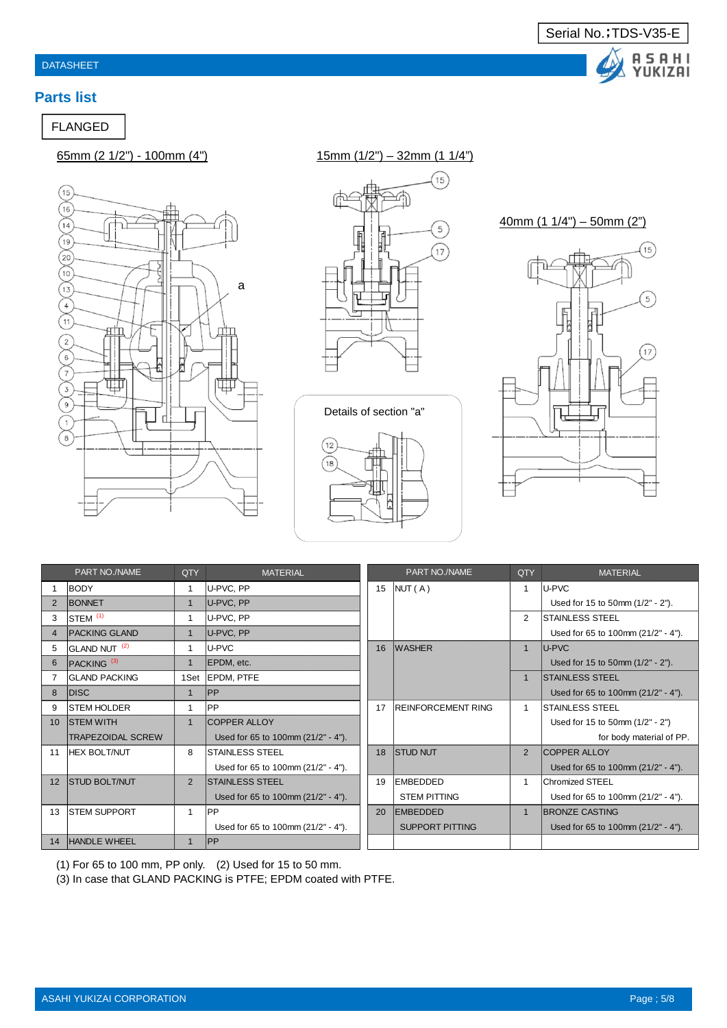Serial No.;TDS-V35-E

DATASHEET

## Parts list

FLANGED

65mm (2 1/2") - 100mm (4")

15mm (1/2") – 32mm (1 1/4")

40mm (1 1/4") – 50mm (2")

Details of section "a"

| | PART NO./NAME | QTY | MATERIAL |
|---|---|---|---|
| 1 | BODY | 1 | U-PVC, PP |
| 2 | BONNET | 1 | U-PVC, PP |
| 3 | STEM [(1)] | 1 | U-PVC, PP |
| 4 | PACKING GLAND | 1 | U-PVC, PP |
| 5 | GLAND NUT [(2)] | 1 | U-PVC |
| 6 | PACKING [(3)] | 1 | EPDM, etc. |
| 7 | GLAND PACKING | 1Set | EPDM, PTFE |
| 8 | DISC | 1 | PP |
| 9 | STEM HOLDER | 1 | PP |
| 10 | STEM WITH TRAPEZOIDAL SCREW | 1 | COPPER ALLOY Used for 65 to 100mm (21/2" - 4"). |
| 11 | HEX BOLT/NUT | 8 | STAINLESS STEEL Used for 65 to 100mm (21/2" - 4"). |
| 12 | STUD BOLT/NUT | 2 | STAINLESS STEEL Used for 65 to 100mm (21/2" - 4"). |
| 13 | STEM SUPPORT | 1 | PP Used for 65 to 100mm (21/2" - 4"). |
| 14 | HANDLE WHEEL | 1 | PP |

| | PART NO./NAME | QTY | MATERIAL |
|---|---|---|---|
| 15 | NUT ( A ) | 1 | U-PVC Used for 15 to 50mm (1/2" - 2"). |
| | | 2 | STAINLESS STEEL Used for 65 to 100mm (21/2" - 4"). |
| 16 | WASHER | 1 | U-PVC Used for 15 to 50mm (1/2" - 2"). |
| | | 1 | STAINLESS STEEL Used for 65 to 100mm (21/2" - 4"). |
| 17 | REINFORCEMENT RING | 1 | STAINLESS STEEL Used for 15 to 50mm (1/2" - 2") for body material of PP. |
| 18 | STUD NUT | 2 | COPPER ALLOY Used for 65 to 100mm (21/2" - 4"). |
| 19 | EMBEDDED STEM PITTING | 1 | Chromized STEEL Used for 65 to 100mm (21/2" - 4"). |
| 20 | EMBEDDED SUPPORT PITTING | 1 | BRONZE CASTING Used for 65 to 100mm (21/2" - 4"). |

(1) For 65 to 100 mm, PP only. (2) Used for 15 to 50 mm.
(3) In case that GLAND PACKING is PTFE; EPDM coated with PTFE.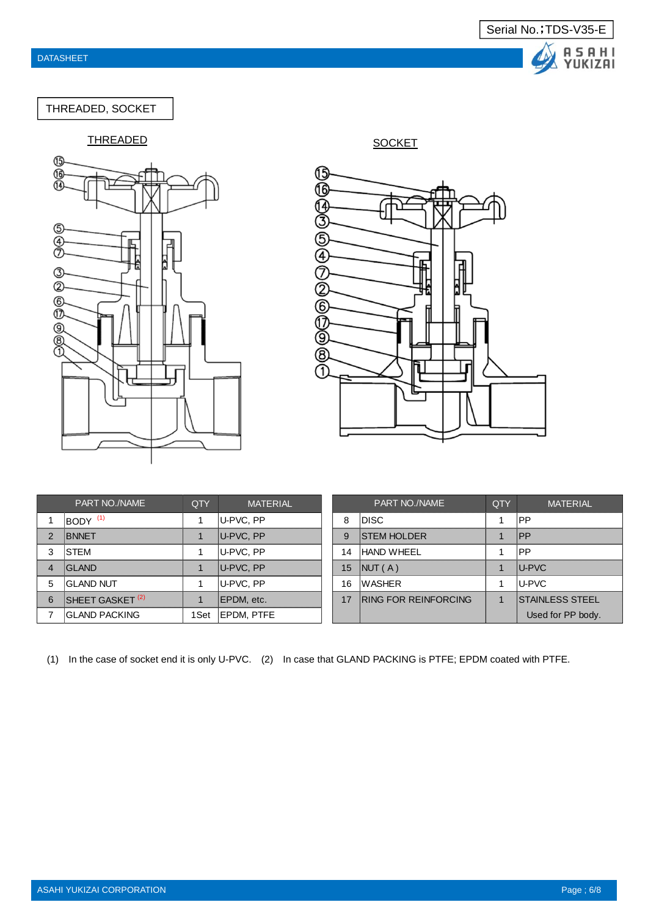Serial No.;TDS-V35-E

DATASHEET

## THREADED, SOCKET

THREADED

SOCKET

| | PART NO./NAME | QTY | MATERIAL |
|---|---|---|---|
| 1 | BODY [(1)] | 1 | U-PVC, PP |
| 2 | BNNET | 1 | U-PVC, PP |
| 3 | STEM | 1 | U-PVC, PP |
| 4 | GLAND | 1 | U-PVC, PP |
| 5 | GLAND NUT | 1 | U-PVC, PP |
| 6 | SHEET GASKET [(2)] | 1 | EPDM, etc. |
| 7 | GLAND PACKING | 1Set | EPDM, PTFE |

| | PART NO./NAME | QTY | MATERIAL |
|---|---|---|---|
| 8 | DISC | 1 | PP |
| 9 | STEM HOLDER | 1 | PP |
| 14 | HAND WHEEL | 1 | PP |
| 15 | NUT ( A ) | 1 | U-PVC |
| 16 | WASHER | 1 | U-PVC |
| 17 | RING FOR REINFORCING | 1 | STAINLESS STEEL Used for PP body. |

(1) In the case of socket end it is only U-PVC. (2) In case that GLAND PACKING is PTFE; EPDM coated with PTFE.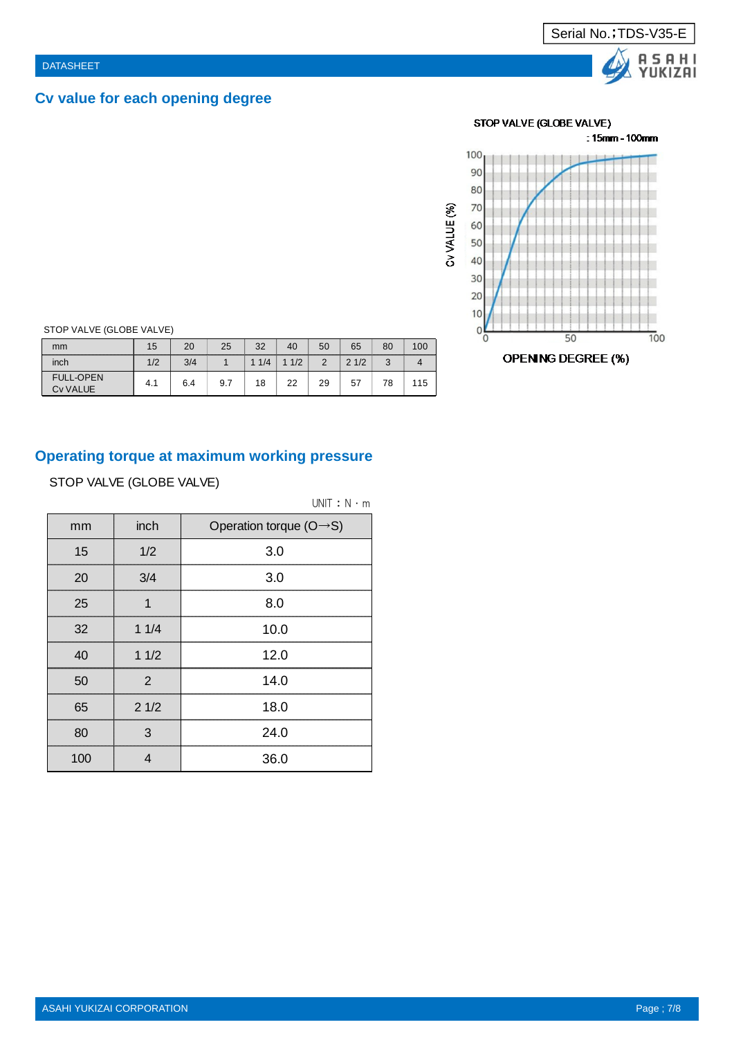## Cv value for each opening degree

STOP VALVE (GLOBE VALVE)

| mm | 15 | 20 | 25 | 32 | 40 | 50 | 65 | 80 | 100 |
|---|---|---|---|---|---|---|---|---|---|
| inch | 1/2 | 3/4 | 1 | 1 1/4 | 1 1/2 | 2 | 2 1/2 | 3 | 4 |
| FULL-OPEN Cv VALUE | 4.1 | 6.4 | 9.7 | 18 | 22 | 29 | 57 | 78 | 115 |

STOP VALVE (GLOBE VALVE)
: 15mm - 100mm

Cv VALUE (%)

OPENING DEGREE (%)

## Operating torque at maximum working pressure

STOP VALVE (GLOBE VALVE)

UNIT：N・m

| mm | inch | Operation torque (O→S) |
|---|---|---|
| 15 | 1/2 | 3.0 |
| 20 | 3/4 | 3.0 |
| 25 | 1 | 8.0 |
| 32 | 1 1/4 | 10.0 |
| 40 | 1 1/2 | 12.0 |
| 50 | 2 | 14.0 |
| 65 | 2 1/2 | 18.0 |
| 80 | 3 | 24.0 |
| 100 | 4 | 36.0 |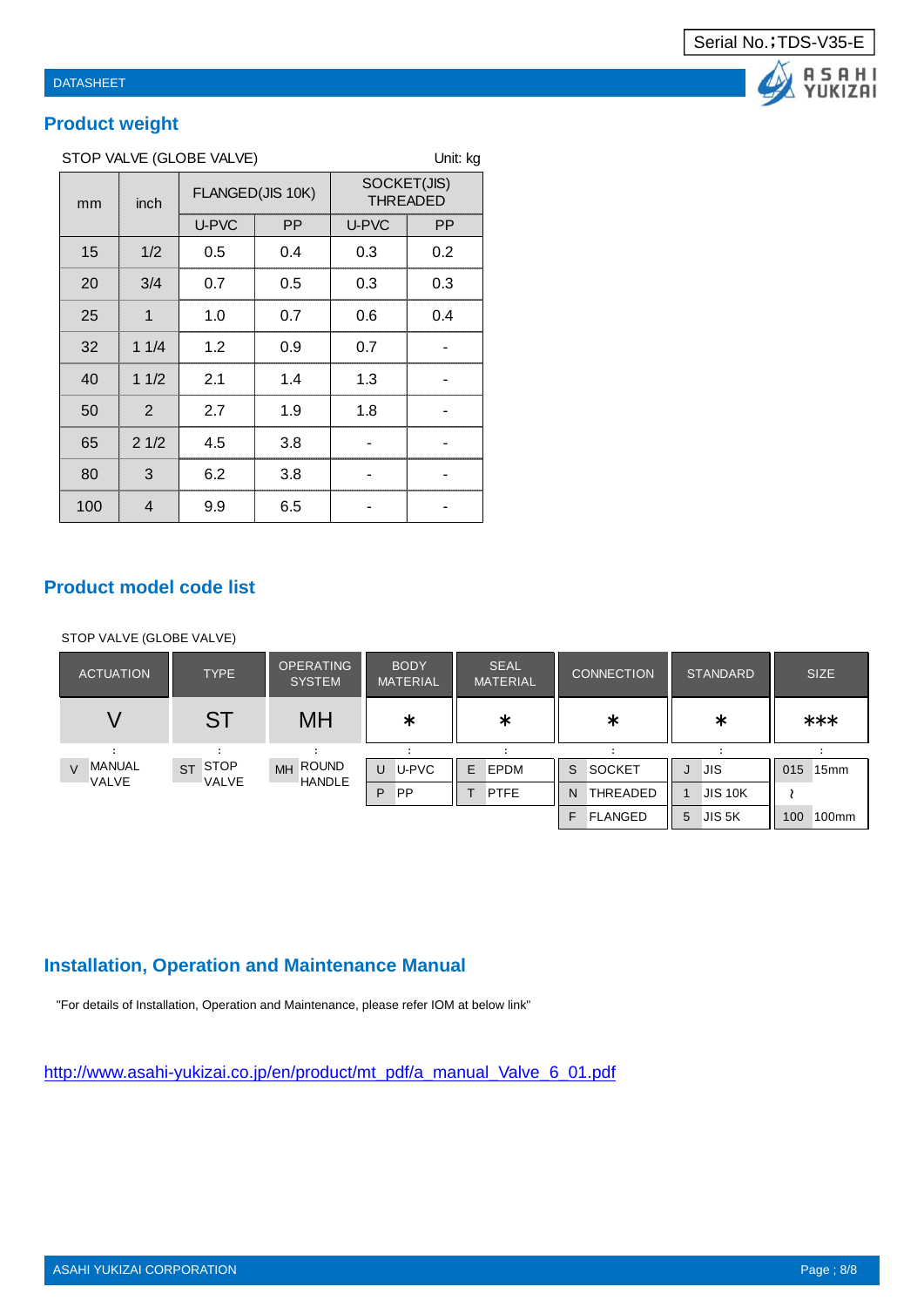## Product weight

STOP VALVE (GLOBE VALVE) Unit: kg

| mm | inch | FLANGED(JIS 10K) | | SOCKET(JIS) THREADED | |
|---|---|---|---|---|---|
| | | U-PVC | PP | U-PVC | PP |
| 15 | 1/2 | 0.5 | 0.4 | 0.3 | 0.2 |
| 20 | 3/4 | 0.7 | 0.5 | 0.3 | 0.3 |
| 25 | 1 | 1.0 | 0.7 | 0.6 | 0.4 |
| 32 | 1 1/4 | 1.2 | 0.9 | 0.7 | - |
| 40 | 1 1/2 | 2.1 | 1.4 | 1.3 | - |
| 50 | 2 | 2.7 | 1.9 | 1.8 | - |
| 65 | 2 1/2 | 4.5 | 3.8 | - | - |
| 80 | 3 | 6.2 | 3.8 | - | - |
| 100 | 4 | 9.9 | 6.5 | - | - |

## Product model code list

STOP VALVE (GLOBE VALVE)

| ACTUATION | TYPE | OPERATING SYSTEM | BODY MATERIAL | SEAL MATERIAL | CONNECTION | STANDARD | SIZE |
|---|---|---|---|---|---|---|---|
| V | ST | MH | * | * | * | * | *** |
| V MANUAL VALVE | ST STOP VALVE | MH ROUND HANDLE | U U-PVC | E EPDM | S SOCKET | J JIS | 015 15mm |
| | | | P PP | T PTFE | N THREADED | 1 JIS 10K | ≀ |
| | | | | | F FLANGED | 5 JIS 5K | 100 100mm |

## Installation, Operation and Maintenance Manual

"For details of Installation, Operation and Maintenance, please refer IOM at below link"

http://www.asahi-yukizai.co.jp/en/product/mt_pdf/a_manual_Valve_6_01.pdf